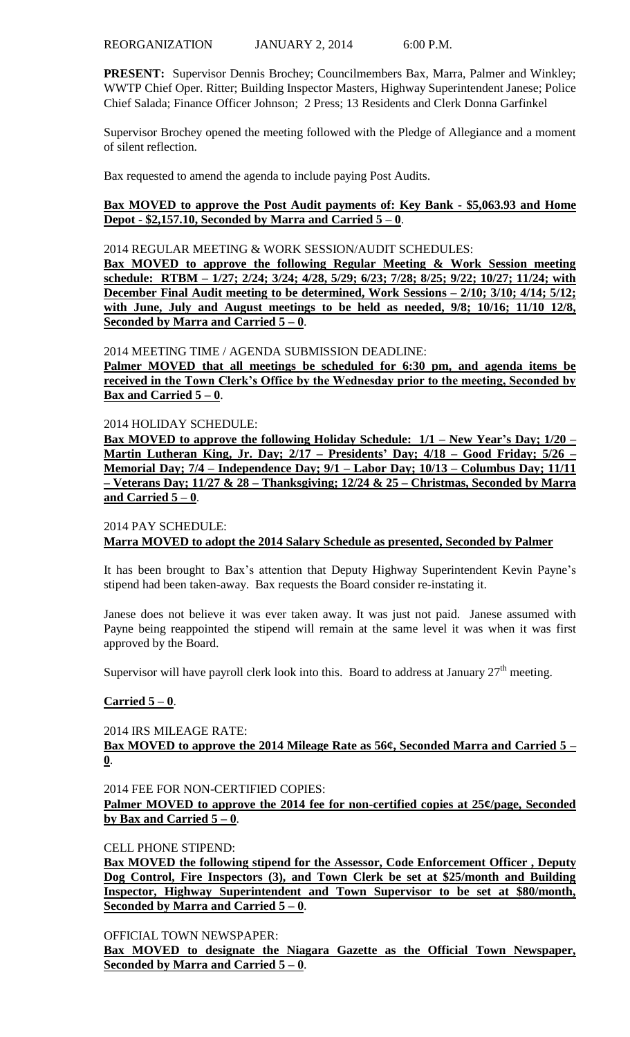REORGANIZATION JANUARY 2, 2014 6:00 P.M.

**PRESENT:** Supervisor Dennis Brochey; Councilmembers Bax, Marra, Palmer and Winkley; WWTP Chief Oper. Ritter; Building Inspector Masters, Highway Superintendent Janese; Police Chief Salada; Finance Officer Johnson; 2 Press; 13 Residents and Clerk Donna Garfinkel

Supervisor Brochey opened the meeting followed with the Pledge of Allegiance and a moment of silent reflection.

Bax requested to amend the agenda to include paying Post Audits.

**Bax MOVED to approve the Post Audit payments of: Key Bank - $5,063.93 and Home Depot - $2,157.10, Seconded by Marra and Carried 5 – 0**.

2014 REGULAR MEETING & WORK SESSION/AUDIT SCHEDULES:

**Bax MOVED to approve the following Regular Meeting & Work Session meeting schedule: RTBM – 1/27; 2/24; 3/24; 4/28, 5/29; 6/23; 7/28; 8/25; 9/22; 10/27; 11/24; with December Final Audit meeting to be determined, Work Sessions – 2/10; 3/10; 4/14; 5/12; with June, July and August meetings to be held as needed, 9/8; 10/16; 11/10 12/8, Seconded by Marra and Carried 5 – 0**.

2014 MEETING TIME / AGENDA SUBMISSION DEADLINE:

**Palmer MOVED that all meetings be scheduled for 6:30 pm, and agenda items be received in the Town Clerk's Office by the Wednesday prior to the meeting, Seconded by Bax and Carried 5 – 0**.

2014 HOLIDAY SCHEDULE:

**Bax MOVED to approve the following Holiday Schedule: 1/1 – New Year's Day; 1/20 – Martin Lutheran King, Jr. Day; 2/17 – Presidents' Day; 4/18 – Good Friday; 5/26 – Memorial Day; 7/4 – Independence Day; 9/1 – Labor Day; 10/13 – Columbus Day; 11/11 – Veterans Day; 11/27 & 28 – Thanksgiving; 12/24 & 25 – Christmas, Seconded by Marra and Carried 5 – 0**.

2014 PAY SCHEDULE:

**Marra MOVED to adopt the 2014 Salary Schedule as presented, Seconded by Palmer**

It has been brought to Bax's attention that Deputy Highway Superintendent Kevin Payne's stipend had been taken-away. Bax requests the Board consider re-instating it.

Janese does not believe it was ever taken away. It was just not paid. Janese assumed with Payne being reappointed the stipend will remain at the same level it was when it was first approved by the Board.

Supervisor will have payroll clerk look into this. Board to address at January 27th meeting.

**Carried 5 – 0**.

2014 IRS MILEAGE RATE:

**Bax MOVED to approve the 2014 Mileage Rate as 56¢, Seconded Marra and Carried 5 – 0**.

2014 FEE FOR NON-CERTIFIED COPIES:

**Palmer MOVED to approve the 2014 fee for non-certified copies at 25¢/page, Seconded by Bax and Carried 5 – 0**.

CELL PHONE STIPEND:

**Bax MOVED the following stipend for the Assessor, Code Enforcement Officer , Deputy Dog Control, Fire Inspectors (3), and Town Clerk be set at $25/month and Building Inspector, Highway Superintendent and Town Supervisor to be set at $80/month, Seconded by Marra and Carried 5 – 0**.

OFFICIAL TOWN NEWSPAPER:

**Bax MOVED to designate the Niagara Gazette as the Official Town Newspaper, Seconded by Marra and Carried 5 – 0**.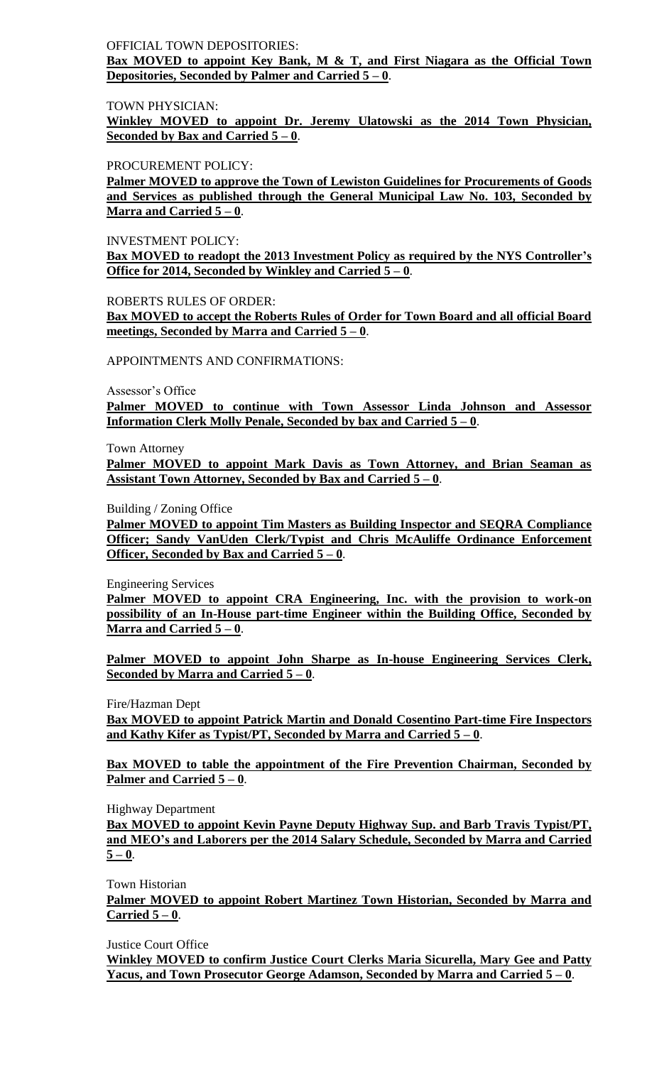OFFICIAL TOWN DEPOSITORIES:

**Bax MOVED to appoint Key Bank, M & T, and First Niagara as the Official Town Depositories, Seconded by Palmer and Carried 5 – 0**.

TOWN PHYSICIAN:

**Winkley MOVED to appoint Dr. Jeremy Ulatowski as the 2014 Town Physician, Seconded by Bax and Carried 5 – 0**.

PROCUREMENT POLICY:

**Palmer MOVED to approve the Town of Lewiston Guidelines for Procurements of Goods and Services as published through the General Municipal Law No. 103, Seconded by Marra and Carried 5 – 0**.

INVESTMENT POLICY:

**Bax MOVED to readopt the 2013 Investment Policy as required by the NYS Controller's Office for 2014, Seconded by Winkley and Carried 5 – 0**.

ROBERTS RULES OF ORDER:

**Bax MOVED to accept the Roberts Rules of Order for Town Board and all official Board meetings, Seconded by Marra and Carried 5 – 0**.

APPOINTMENTS AND CONFIRMATIONS:

Assessor's Office

**Palmer MOVED to continue with Town Assessor Linda Johnson and Assessor Information Clerk Molly Penale, Seconded by bax and Carried 5 – 0**.

Town Attorney

**Palmer MOVED to appoint Mark Davis as Town Attorney, and Brian Seaman as Assistant Town Attorney, Seconded by Bax and Carried 5 – 0**.

Building / Zoning Office

**Palmer MOVED to appoint Tim Masters as Building Inspector and SEQRA Compliance Officer; Sandy VanUden Clerk/Typist and Chris McAuliffe Ordinance Enforcement Officer, Seconded by Bax and Carried 5 – 0**.

Engineering Services

**Palmer MOVED to appoint CRA Engineering, Inc. with the provision to work-on possibility of an In-House part-time Engineer within the Building Office, Seconded by Marra and Carried 5 – 0**.

**Palmer MOVED to appoint John Sharpe as In-house Engineering Services Clerk, Seconded by Marra and Carried 5 – 0**.

Fire/Hazman Dept

**Bax MOVED to appoint Patrick Martin and Donald Cosentino Part-time Fire Inspectors and Kathy Kifer as Typist/PT, Seconded by Marra and Carried 5 – 0**.

**Bax MOVED to table the appointment of the Fire Prevention Chairman, Seconded by Palmer and Carried 5 – 0**.

Highway Department

**Bax MOVED to appoint Kevin Payne Deputy Highway Sup. and Barb Travis Typist/PT, and MEO's and Laborers per the 2014 Salary Schedule, Seconded by Marra and Carried 5 – 0**.

Town Historian

**Palmer MOVED to appoint Robert Martinez Town Historian, Seconded by Marra and Carried 5 – 0**.

Justice Court Office

**Winkley MOVED to confirm Justice Court Clerks Maria Sicurella, Mary Gee and Patty Yacus, and Town Prosecutor George Adamson, Seconded by Marra and Carried 5 – 0**.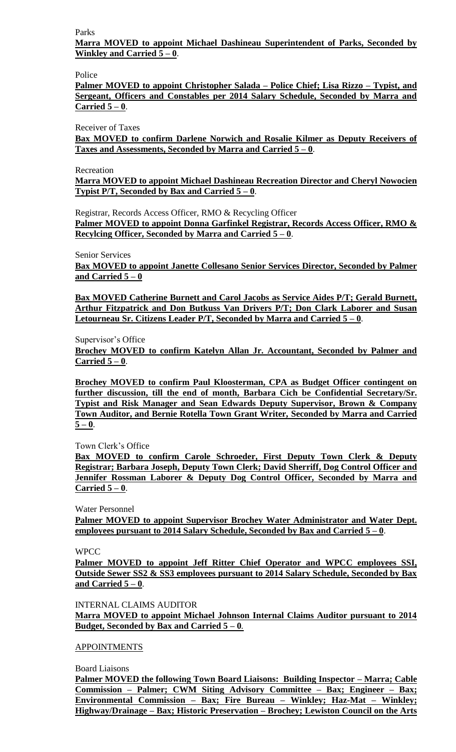Parks

**Marra MOVED to appoint Michael Dashineau Superintendent of Parks, Seconded by Winkley and Carried 5 – 0**.

Police

**Palmer MOVED to appoint Christopher Salada – Police Chief; Lisa Rizzo – Typist, and Sergeant, Officers and Constables per 2014 Salary Schedule, Seconded by Marra and Carried 5 – 0**.

Receiver of Taxes

**Bax MOVED to confirm Darlene Norwich and Rosalie Kilmer as Deputy Receivers of Taxes and Assessments, Seconded by Marra and Carried 5 – 0**.

Recreation

**Marra MOVED to appoint Michael Dashineau Recreation Director and Cheryl Nowocien Typist P/T, Seconded by Bax and Carried 5 – 0**.

Registrar, Records Access Officer, RMO & Recycling Officer

**Palmer MOVED to appoint Donna Garfinkel Registrar, Records Access Officer, RMO & Recylcing Officer, Seconded by Marra and Carried 5 – 0**.

Senior Services

**Bax MOVED to appoint Janette Collesano Senior Services Director, Seconded by Palmer and Carried 5 – 0**

**Bax MOVED Catherine Burnett and Carol Jacobs as Service Aides P/T; Gerald Burnett, Arthur Fitzpatrick and Don Butkuss Van Drivers P/T; Don Clark Laborer and Susan Letourneau Sr. Citizens Leader P/T, Seconded by Marra and Carried 5 – 0**.

Supervisor's Office

**Brochey MOVED to confirm Katelyn Allan Jr. Accountant, Seconded by Palmer and Carried 5 – 0**.

**Brochey MOVED to confirm Paul Kloosterman, CPA as Budget Officer contingent on further discussion, till the end of month, Barbara Cich be Confidential Secretary/Sr. Typist and Risk Manager and Sean Edwards Deputy Supervisor, Brown & Company Town Auditor, and Bernie Rotella Town Grant Writer, Seconded by Marra and Carried 5 – 0**.

Town Clerk's Office

**Bax MOVED to confirm Carole Schroeder, First Deputy Town Clerk & Deputy Registrar; Barbara Joseph, Deputy Town Clerk; David Sherriff, Dog Control Officer and Jennifer Rossman Laborer & Deputy Dog Control Officer, Seconded by Marra and Carried 5 – 0**.

Water Personnel

**Palmer MOVED to appoint Supervisor Brochey Water Administrator and Water Dept. employees pursuant to 2014 Salary Schedule, Seconded by Bax and Carried 5 – 0**.

WPCC

**Palmer MOVED to appoint Jeff Ritter Chief Operator and WPCC employees SSI, Outside Sewer SS2 & SS3 employees pursuant to 2014 Salary Schedule, Seconded by Bax and Carried 5 – 0**.

INTERNAL CLAIMS AUDITOR

**Marra MOVED to appoint Michael Johnson Internal Claims Auditor pursuant to 2014 Budget, Seconded by Bax and Carried 5 – 0**.

APPOINTMENTS

Board Liaisons

**Palmer MOVED the following Town Board Liaisons: Building Inspector – Marra; Cable Commission – Palmer; CWM Siting Advisory Committee – Bax; Engineer – Bax; Environmental Commission – Bax; Fire Bureau – Winkley; Haz-Mat – Winkley; Highway/Drainage – Bax; Historic Preservation – Brochey; Lewiston Council on the Arts**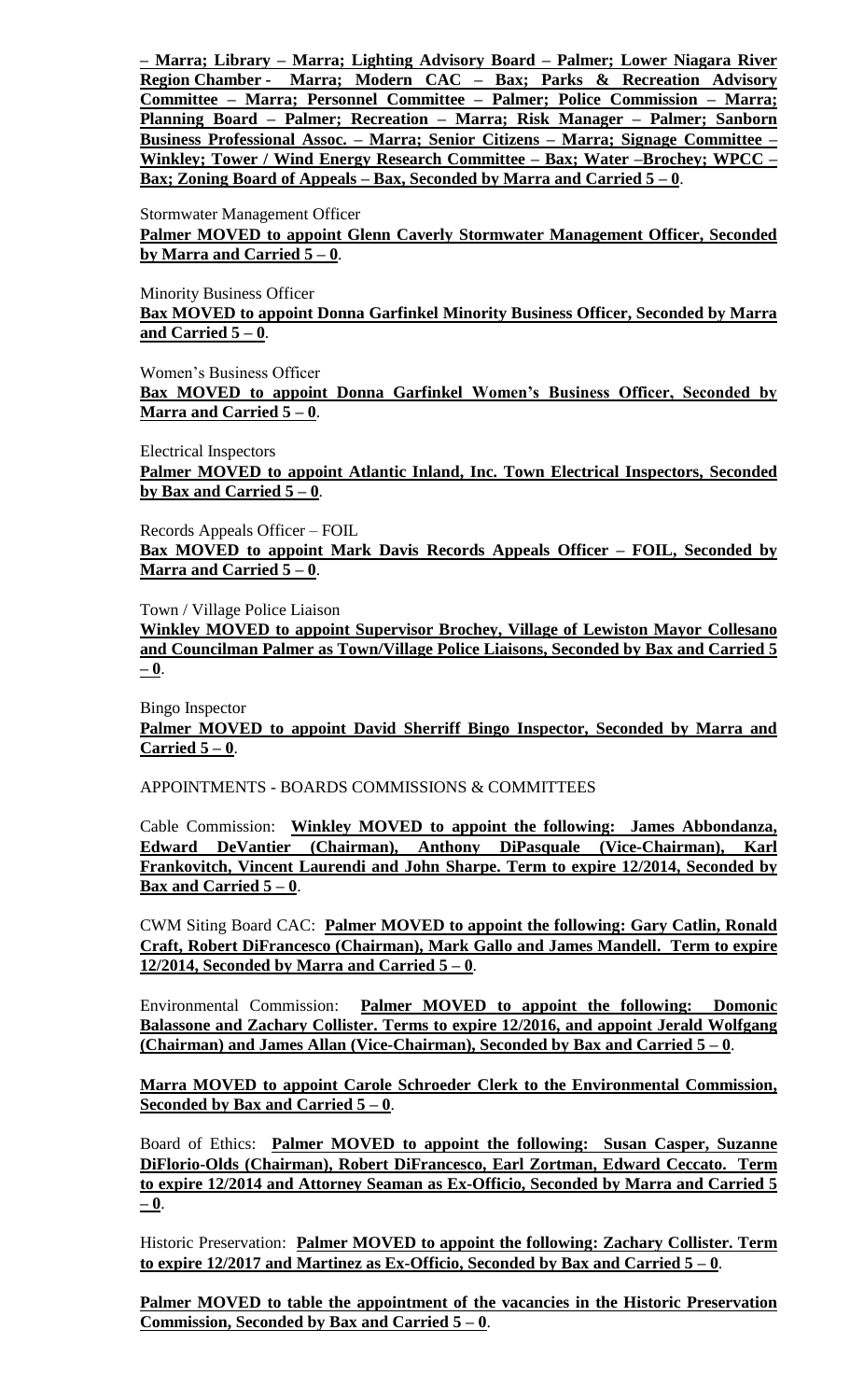**– Marra; Library – Marra; Lighting Advisory Board – Palmer; Lower Niagara River Region Chamber - Marra; Modern CAC – Bax; Parks & Recreation Advisory Committee – Marra; Personnel Committee – Palmer; Police Commission – Marra; Planning Board – Palmer; Recreation – Marra; Risk Manager – Palmer; Sanborn Business Professional Assoc. – Marra; Senior Citizens – Marra; Signage Committee – Winkley; Tower / Wind Energy Research Committee – Bax; Water –Brochey; WPCC – Bax; Zoning Board of Appeals – Bax, Seconded by Marra and Carried 5 – 0**.

Stormwater Management Officer

**Palmer MOVED to appoint Glenn Caverly Stormwater Management Officer, Seconded by Marra and Carried 5 – 0**.

Minority Business Officer

**Bax MOVED to appoint Donna Garfinkel Minority Business Officer, Seconded by Marra and Carried 5 – 0**.

Women's Business Officer

**Bax MOVED to appoint Donna Garfinkel Women's Business Officer, Seconded by Marra and Carried 5 – 0**.

Electrical Inspectors

**Palmer MOVED to appoint Atlantic Inland, Inc. Town Electrical Inspectors, Seconded by Bax and Carried 5 – 0**.

Records Appeals Officer – FOIL

**Bax MOVED to appoint Mark Davis Records Appeals Officer – FOIL, Seconded by Marra and Carried 5 – 0**.

Town / Village Police Liaison

**Winkley MOVED to appoint Supervisor Brochey, Village of Lewiston Mayor Collesano and Councilman Palmer as Town/Village Police Liaisons, Seconded by Bax and Carried 5 – 0**.

Bingo Inspector

**Palmer MOVED to appoint David Sherriff Bingo Inspector, Seconded by Marra and Carried 5 – 0**.

APPOINTMENTS - BOARDS COMMISSIONS & COMMITTEES

Cable Commission: **Winkley MOVED to appoint the following: James Abbondanza, Edward DeVantier (Chairman), Anthony DiPasquale (Vice-Chairman), Karl Frankovitch, Vincent Laurendi and John Sharpe. Term to expire 12/2014, Seconded by Bax and Carried 5 – 0**.

CWM Siting Board CAC: **Palmer MOVED to appoint the following: Gary Catlin, Ronald Craft, Robert DiFrancesco (Chairman), Mark Gallo and James Mandell. Term to expire 12/2014, Seconded by Marra and Carried 5 – 0**.

Environmental Commission: **Palmer MOVED to appoint the following: Domonic Balassone and Zachary Collister. Terms to expire 12/2016, and appoint Jerald Wolfgang (Chairman) and James Allan (Vice-Chairman), Seconded by Bax and Carried 5 – 0**.

**Marra MOVED to appoint Carole Schroeder Clerk to the Environmental Commission, Seconded by Bax and Carried 5 – 0**.

Board of Ethics: **Palmer MOVED to appoint the following: Susan Casper, Suzanne DiFlorio-Olds (Chairman), Robert DiFrancesco, Earl Zortman, Edward Ceccato. Term to expire 12/2014 and Attorney Seaman as Ex-Officio, Seconded by Marra and Carried 5 – 0**.

Historic Preservation: **Palmer MOVED to appoint the following: Zachary Collister. Term to expire 12/2017 and Martinez as Ex-Officio, Seconded by Bax and Carried 5 – 0**.

**Palmer MOVED to table the appointment of the vacancies in the Historic Preservation Commission, Seconded by Bax and Carried 5 – 0**.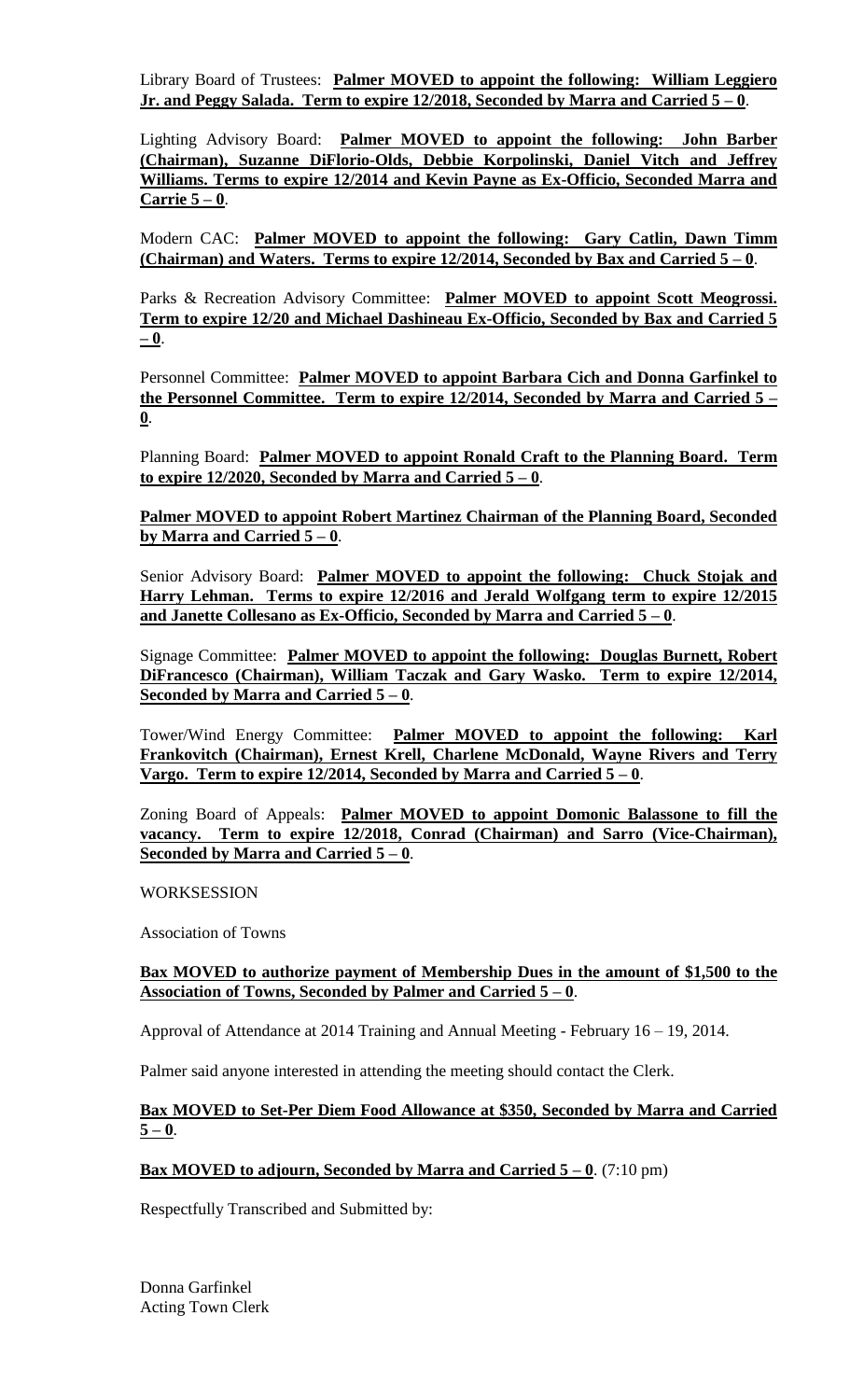Library Board of Trustees: **Palmer MOVED to appoint the following: William Leggiero Jr. and Peggy Salada. Term to expire 12/2018, Seconded by Marra and Carried 5 – 0**.

Lighting Advisory Board: **Palmer MOVED to appoint the following: John Barber (Chairman), Suzanne DiFlorio-Olds, Debbie Korpolinski, Daniel Vitch and Jeffrey Williams. Terms to expire 12/2014 and Kevin Payne as Ex-Officio, Seconded Marra and Carrie 5 – 0**.

Modern CAC: **Palmer MOVED to appoint the following: Gary Catlin, Dawn Timm (Chairman) and Waters. Terms to expire 12/2014, Seconded by Bax and Carried 5 – 0**.

Parks & Recreation Advisory Committee: **Palmer MOVED to appoint Scott Meogrossi. Term to expire 12/20 and Michael Dashineau Ex-Officio, Seconded by Bax and Carried 5 – 0**.

Personnel Committee: **Palmer MOVED to appoint Barbara Cich and Donna Garfinkel to the Personnel Committee. Term to expire 12/2014, Seconded by Marra and Carried 5 – 0**.

Planning Board: **Palmer MOVED to appoint Ronald Craft to the Planning Board. Term to expire 12/2020, Seconded by Marra and Carried 5 – 0**.

**Palmer MOVED to appoint Robert Martinez Chairman of the Planning Board, Seconded by Marra and Carried 5 – 0**.

Senior Advisory Board: **Palmer MOVED to appoint the following: Chuck Stojak and Harry Lehman. Terms to expire 12/2016 and Jerald Wolfgang term to expire 12/2015 and Janette Collesano as Ex-Officio, Seconded by Marra and Carried 5 – 0**.

Signage Committee: **Palmer MOVED to appoint the following: Douglas Burnett, Robert DiFrancesco (Chairman), William Taczak and Gary Wasko. Term to expire 12/2014, Seconded by Marra and Carried 5 – 0**.

Tower/Wind Energy Committee: **Palmer MOVED to appoint the following: Karl Frankovitch (Chairman), Ernest Krell, Charlene McDonald, Wayne Rivers and Terry Vargo. Term to expire 12/2014, Seconded by Marra and Carried 5 – 0**.

Zoning Board of Appeals: **Palmer MOVED to appoint Domonic Balassone to fill the vacancy. Term to expire 12/2018, Conrad (Chairman) and Sarro (Vice-Chairman), Seconded by Marra and Carried 5 – 0**.

WORKSESSION

Association of Towns

**Bax MOVED to authorize payment of Membership Dues in the amount of $1,500 to the Association of Towns, Seconded by Palmer and Carried 5 – 0**.

Approval of Attendance at 2014 Training and Annual Meeting - February 16 – 19, 2014.

Palmer said anyone interested in attending the meeting should contact the Clerk.

**Bax MOVED to Set-Per Diem Food Allowance at $350, Seconded by Marra and Carried 5 – 0**.

**Bax MOVED to adjourn, Seconded by Marra and Carried 5 – 0**. (7:10 pm)

Respectfully Transcribed and Submitted by:

Donna Garfinkel
Acting Town Clerk